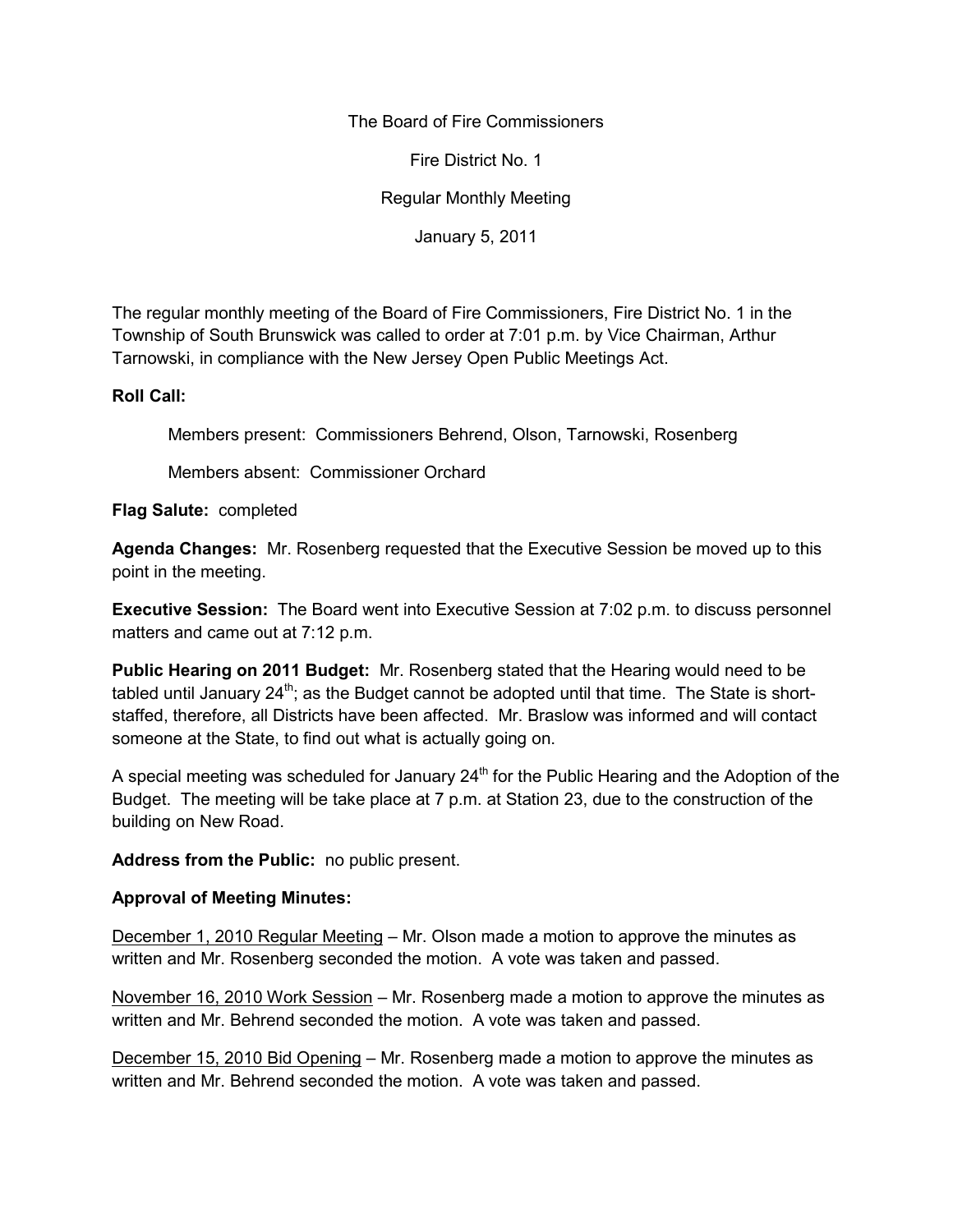The Board of Fire Commissioners

Fire District No. 1

Regular Monthly Meeting

January 5, 2011

The regular monthly meeting of the Board of Fire Commissioners, Fire District No. 1 in the Township of South Brunswick was called to order at 7:01 p.m. by Vice Chairman, Arthur Tarnowski, in compliance with the New Jersey Open Public Meetings Act.

**Roll Call:**

Members present: Commissioners Behrend, Olson, Tarnowski, Rosenberg

Members absent: Commissioner Orchard

**Flag Salute:** completed

**Agenda Changes:** Mr. Rosenberg requested that the Executive Session be moved up to this point in the meeting.

**Executive Session:** The Board went into Executive Session at 7:02 p.m. to discuss personnel matters and came out at 7:12 p.m.

**Public Hearing on 2011 Budget:** Mr. Rosenberg stated that the Hearing would need to be tabled until January 24th; as the Budget cannot be adopted until that time. The State is short-staffed, therefore, all Districts have been affected. Mr. Braslow was informed and will contact someone at the State, to find out what is actually going on.

A special meeting was scheduled for January 24th for the Public Hearing and the Adoption of the Budget. The meeting will be take place at 7 p.m. at Station 23, due to the construction of the building on New Road.

**Address from the Public:** no public present.

**Approval of Meeting Minutes:**

<u>December 1, 2010 Regular Meeting</u> – Mr. Olson made a motion to approve the minutes as written and Mr. Rosenberg seconded the motion. A vote was taken and passed.

<u>November 16, 2010 Work Session</u> – Mr. Rosenberg made a motion to approve the minutes as written and Mr. Behrend seconded the motion. A vote was taken and passed.

<u>December 15, 2010 Bid Opening</u> – Mr. Rosenberg made a motion to approve the minutes as written and Mr. Behrend seconded the motion. A vote was taken and passed.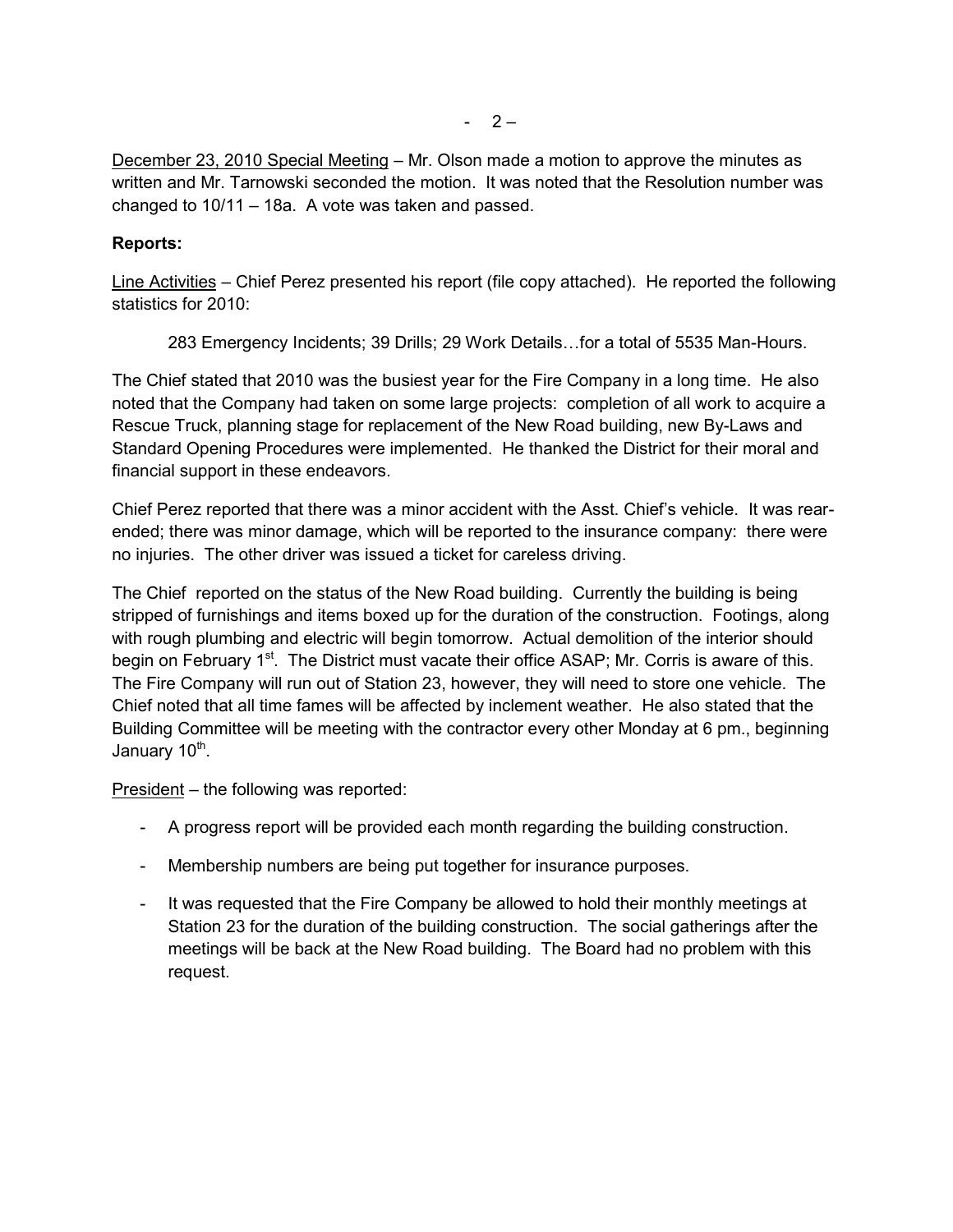December 23, 2010 Special Meeting – Mr. Olson made a motion to approve the minutes as written and Mr. Tarnowski seconded the motion. It was noted that the Resolution number was changed to 10/11 – 18a. A vote was taken and passed.

**Reports:**

Line Activities – Chief Perez presented his report (file copy attached). He reported the following statistics for 2010:

> 283 Emergency Incidents; 39 Drills; 29 Work Details…for a total of 5535 Man-Hours.

The Chief stated that 2010 was the busiest year for the Fire Company in a long time. He also noted that the Company had taken on some large projects: completion of all work to acquire a Rescue Truck, planning stage for replacement of the New Road building, new By-Laws and Standard Opening Procedures were implemented. He thanked the District for their moral and financial support in these endeavors.

Chief Perez reported that there was a minor accident with the Asst. Chief's vehicle. It was rear-ended; there was minor damage, which will be reported to the insurance company: there were no injuries. The other driver was issued a ticket for careless driving.

The Chief reported on the status of the New Road building. Currently the building is being stripped of furnishings and items boxed up for the duration of the construction. Footings, along with rough plumbing and electric will begin tomorrow. Actual demolition of the interior should begin on February 1st. The District must vacate their office ASAP; Mr. Corris is aware of this. The Fire Company will run out of Station 23, however, they will need to store one vehicle. The Chief noted that all time fames will be affected by inclement weather. He also stated that the Building Committee will be meeting with the contractor every other Monday at 6 pm., beginning January 10th.

President – the following was reported:

- A progress report will be provided each month regarding the building construction.
- Membership numbers are being put together for insurance purposes.
- It was requested that the Fire Company be allowed to hold their monthly meetings at Station 23 for the duration of the building construction. The social gatherings after the meetings will be back at the New Road building. The Board had no problem with this request.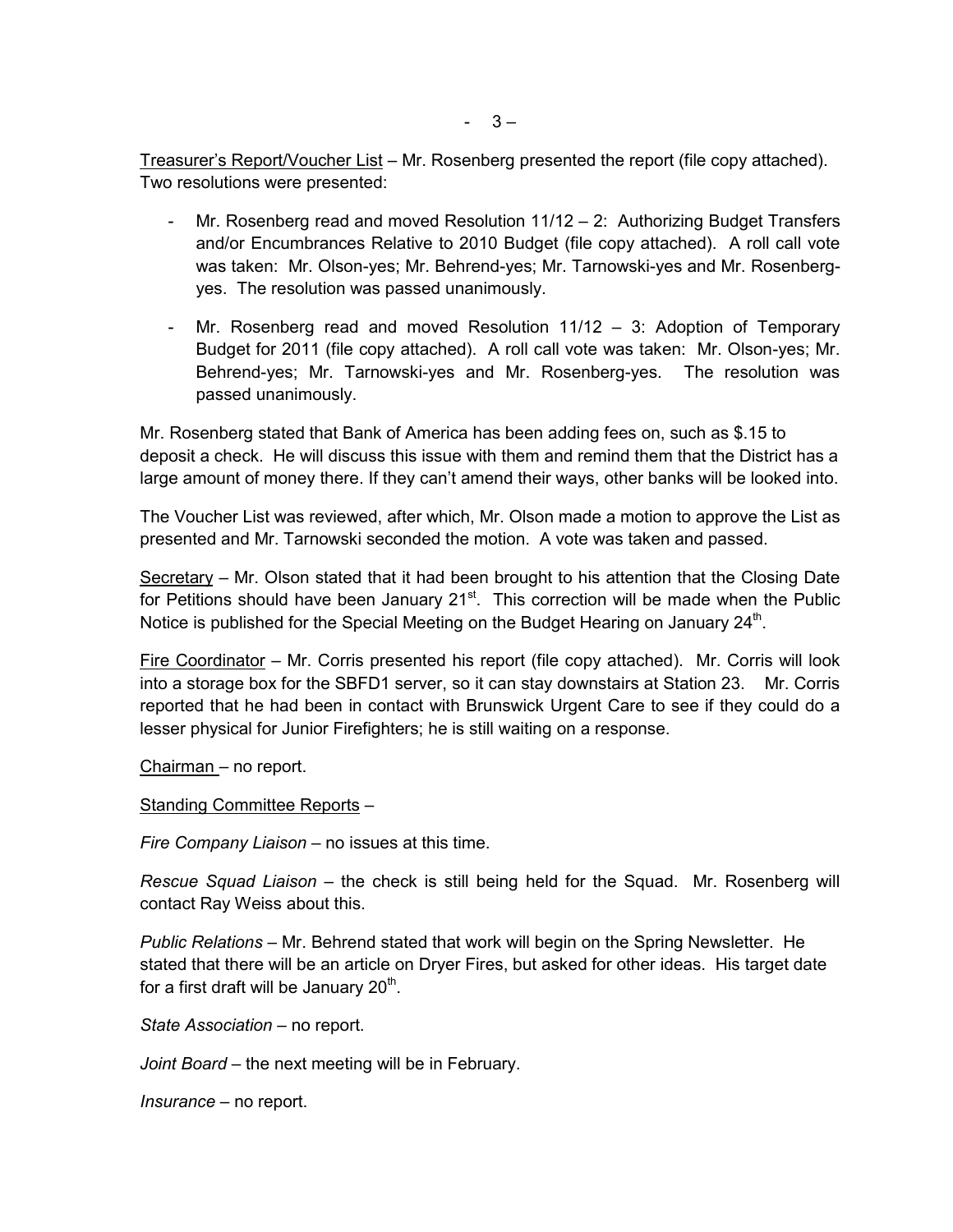Treasurer's Report/Voucher List – Mr. Rosenberg presented the report (file copy attached). Two resolutions were presented:

- Mr. Rosenberg read and moved Resolution 11/12 – 2: Authorizing Budget Transfers and/or Encumbrances Relative to 2010 Budget (file copy attached). A roll call vote was taken: Mr. Olson-yes; Mr. Behrend-yes; Mr. Tarnowski-yes and Mr. Rosenberg-yes. The resolution was passed unanimously.
- Mr. Rosenberg read and moved Resolution 11/12 – 3: Adoption of Temporary Budget for 2011 (file copy attached). A roll call vote was taken: Mr. Olson-yes; Mr. Behrend-yes; Mr. Tarnowski-yes and Mr. Rosenberg-yes. The resolution was passed unanimously.

Mr. Rosenberg stated that Bank of America has been adding fees on, such as $.15 to deposit a check. He will discuss this issue with them and remind them that the District has a large amount of money there. If they can't amend their ways, other banks will be looked into.

The Voucher List was reviewed, after which, Mr. Olson made a motion to approve the List as presented and Mr. Tarnowski seconded the motion. A vote was taken and passed.

Secretary – Mr. Olson stated that it had been brought to his attention that the Closing Date for Petitions should have been January 21st. This correction will be made when the Public Notice is published for the Special Meeting on the Budget Hearing on January 24th.

Fire Coordinator – Mr. Corris presented his report (file copy attached). Mr. Corris will look into a storage box for the SBFD1 server, so it can stay downstairs at Station 23. Mr. Corris reported that he had been in contact with Brunswick Urgent Care to see if they could do a lesser physical for Junior Firefighters; he is still waiting on a response.

Chairman – no report.

Standing Committee Reports –

*Fire Company Liaison* – no issues at this time.

*Rescue Squad Liaison* – the check is still being held for the Squad. Mr. Rosenberg will contact Ray Weiss about this.

*Public Relations* – Mr. Behrend stated that work will begin on the Spring Newsletter. He stated that there will be an article on Dryer Fires, but asked for other ideas. His target date for a first draft will be January 20th.

*State Association* – no report.

*Joint Board* – the next meeting will be in February.

*Insurance* – no report.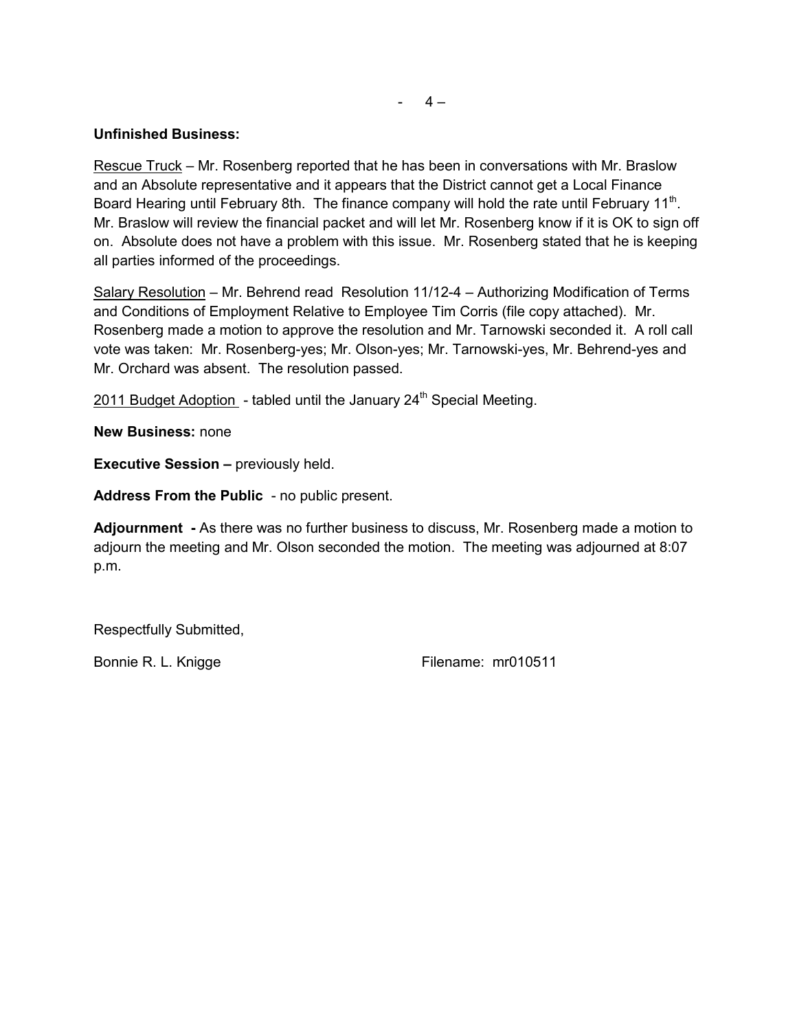**Unfinished Business:**

Rescue Truck – Mr. Rosenberg reported that he has been in conversations with Mr. Braslow and an Absolute representative and it appears that the District cannot get a Local Finance Board Hearing until February 8th. The finance company will hold the rate until February 11th. Mr. Braslow will review the financial packet and will let Mr. Rosenberg know if it is OK to sign off on. Absolute does not have a problem with this issue. Mr. Rosenberg stated that he is keeping all parties informed of the proceedings.

Salary Resolution – Mr. Behrend read Resolution 11/12-4 – Authorizing Modification of Terms and Conditions of Employment Relative to Employee Tim Corris (file copy attached). Mr. Rosenberg made a motion to approve the resolution and Mr. Tarnowski seconded it. A roll call vote was taken: Mr. Rosenberg-yes; Mr. Olson-yes; Mr. Tarnowski-yes, Mr. Behrend-yes and Mr. Orchard was absent. The resolution passed.

2011 Budget Adoption - tabled until the January 24th Special Meeting.

**New Business:** none

**Executive Session –** previously held.

**Address From the Public** - no public present.

**Adjournment -** As there was no further business to discuss, Mr. Rosenberg made a motion to adjourn the meeting and Mr. Olson seconded the motion. The meeting was adjourned at 8:07 p.m.

Respectfully Submitted,

Bonnie R. L. Knigge

Filename: mr010511